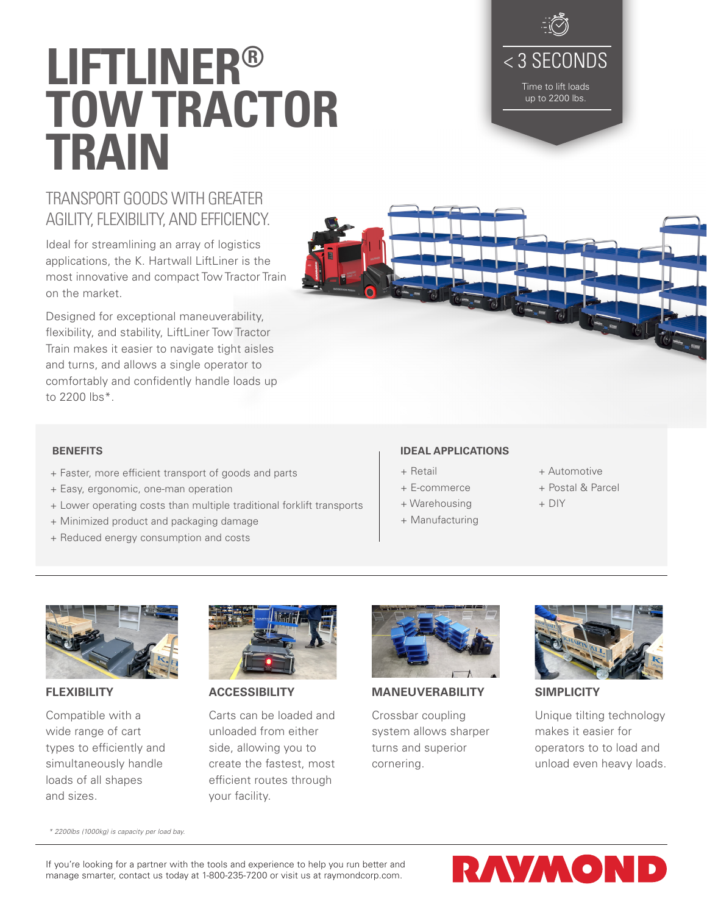# LIFTLINER® TOW TRACTOR TRAIN

< 3 SECONDS

Time to lift loads up to 2200 lbs.

## TRANSPORT GOODS WITH GREATER AGILITY, FLEXIBILITY, AND EFFICIENCY.

Ideal for streamlining an array of logistics applications, the K. Hartwall LiftLiner is the most innovative and compact Tow Tractor Train on the market.

Designed for exceptional maneuverability, flexibility, and stability, LiftLiner Tow Tractor Train makes it easier to navigate tight aisles and turns, and allows a single operator to comfortably and confidently handle loads up to 2200 lbs*.

### BENEFITS

+ Faster, more efficient transport of goods and parts
+ Easy, ergonomic, one-man operation
+ Lower operating costs than multiple traditional forklift transports
+ Minimized product and packaging damage
+ Reduced energy consumption and costs

### IDEAL APPLICATIONS

+ Retail
+ E-commerce
+ Warehousing
+ Manufacturing
+ Automotive
+ Postal & Parcel
+ DIY

### FLEXIBILITY

Compatible with a wide range of cart types to efficiently and simultaneously handle loads of all shapes and sizes.

### ACCESSIBILITY

Carts can be loaded and unloaded from either side, allowing you to create the fastest, most efficient routes through your facility.

### MANEUVERABILITY

Crossbar coupling system allows sharper turns and superior cornering.

### SIMPLICITY

Unique tilting technology makes it easier for operators to to load and unload even heavy loads.

*\* 2200lbs (1000kg) is capacity per load bay.*

If you're looking for a partner with the tools and experience to help you run better and manage smarter, contact us today at 1-800-235-7200 or visit us at raymondcorp.com.

RAYMOND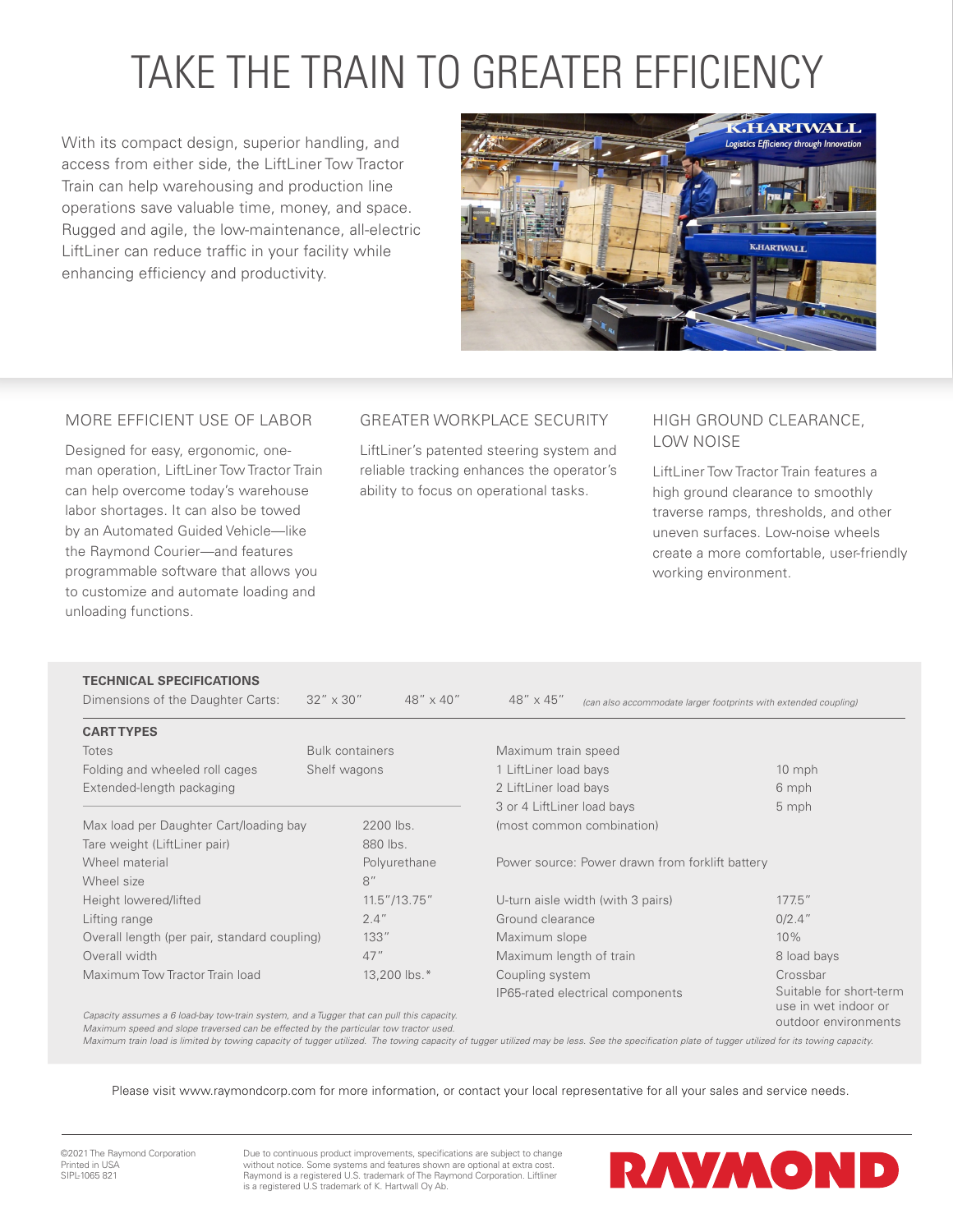# TAKE THE TRAIN TO GREATER EFFICIENCY

With its compact design, superior handling, and access from either side, the LiftLiner Tow Tractor Train can help warehousing and production line operations save valuable time, money, and space. Rugged and agile, the low-maintenance, all-electric LiftLiner can reduce traffic in your facility while enhancing efficiency and productivity.

## MORE EFFICIENT USE OF LABOR

Designed for easy, ergonomic, one-man operation, LiftLiner Tow Tractor Train can help overcome today's warehouse labor shortages. It can also be towed by an Automated Guided Vehicle—like the Raymond Courier—and features programmable software that allows you to customize and automate loading and unloading functions.

## GREATER WORKPLACE SECURITY

LiftLiner's patented steering system and reliable tracking enhances the operator's ability to focus on operational tasks.

## HIGH GROUND CLEARANCE, LOW NOISE

LiftLiner Tow Tractor Train features a high ground clearance to smoothly traverse ramps, thresholds, and other uneven surfaces. Low-noise wheels create a more comfortable, user-friendly working environment.

**TECHNICAL SPECIFICATIONS**

Dimensions of the Daughter Carts: 32″ x 30″ | 48″ x 40″ | 48″ x 45″ *(can also accommodate larger footprints with extended coupling)*

**CART TYPES**

| | |
|---|---|
| Totes | Bulk containers |
| Folding and wheeled roll cages | Shelf wagons |
| Extended-length packaging | |

| | |
|---|---|
| Max load per Daughter Cart/loading bay | 2200 lbs. |
| Tare weight (LiftLiner pair) | 880 lbs. |
| Wheel material | Polyurethane |
| Wheel size | 8″ |
| Height lowered/lifted | 11.5″/13.75″ |
| Lifting range | 2.4″ |
| Overall length (per pair, standard coupling) | 133″ |
| Overall width | 47″ |
| Maximum Tow Tractor Train load | 13,200 lbs.* |

| | |
|---|---|
| Maximum train speed | |
| 1 LiftLiner load bays | 10 mph |
| 2 LiftLiner load bays | 6 mph |
| 3 or 4 LiftLiner load bays | 5 mph |
| (most common combination) | |
| Power source: Power drawn from forklift battery | |
| U-turn aisle width (with 3 pairs) | 177.5″ |
| Ground clearance | 0/2.4″ |
| Maximum slope | 10% |
| Maximum length of train | 8 load bays |
| Coupling system | Crossbar |
| IP65-rated electrical components | Suitable for short-term use in wet indoor or outdoor environments |

*Capacity assumes a 6 load-bay tow-train system, and a Tugger that can pull this capacity.*
*Maximum speed and slope traversed can be effected by the particular tow tractor used.*
*Maximum train load is limited by towing capacity of tugger utilized. The towing capacity of tugger utilized may be less. See the specification plate of tugger utilized for its towing capacity.*

Please visit www.raymondcorp.com for more information, or contact your local representative for all your sales and service needs.

©2021 The Raymond Corporation
Printed in USA
SIPL-1065 821

Due to continuous product improvements, specifications are subject to change without notice. Some systems and features shown are optional at extra cost. Raymond is a registered U.S. trademark of The Raymond Corporation. Liftliner is a registered U.S trademark of K. Hartwall Oy Ab.

RAYMOND